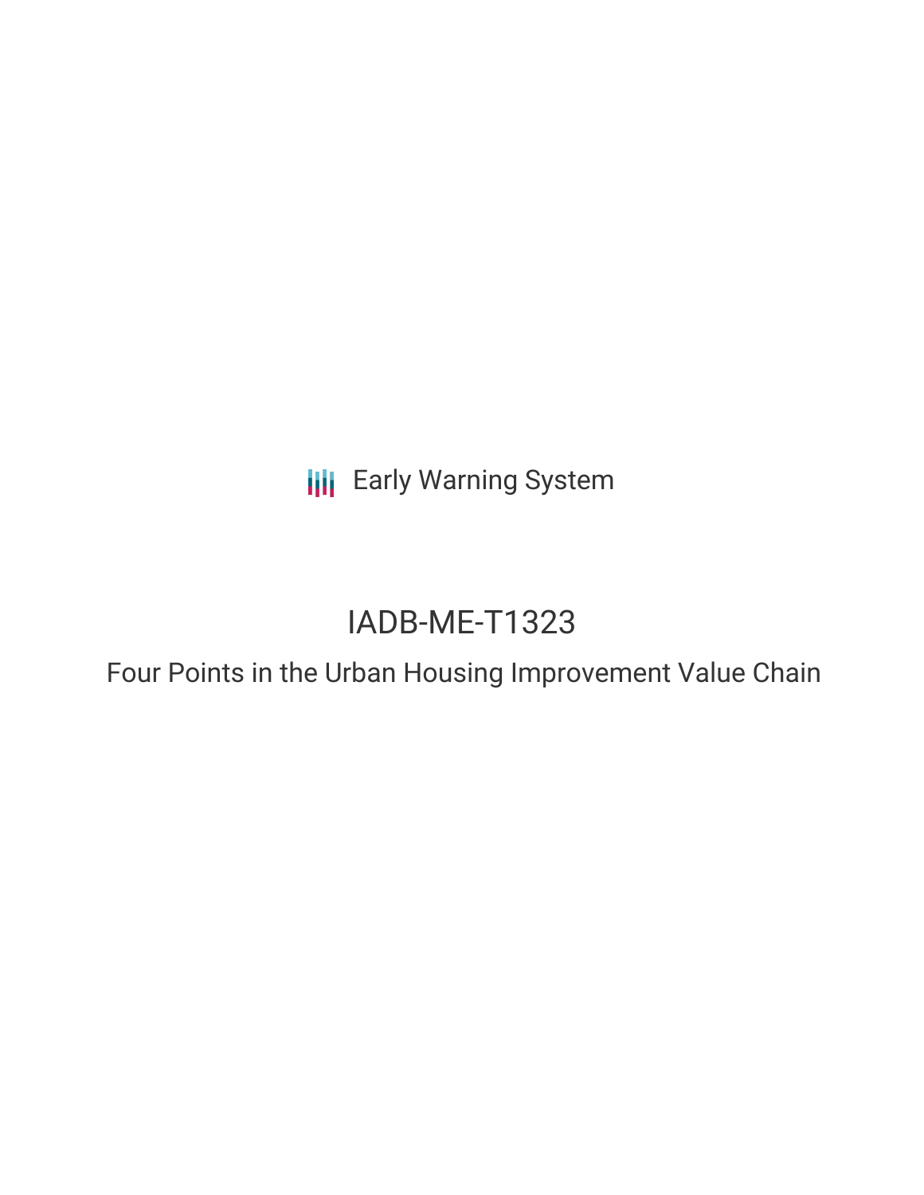Early Warning System

# IADB-ME-T1323

## Four Points in the Urban Housing Improvement Value Chain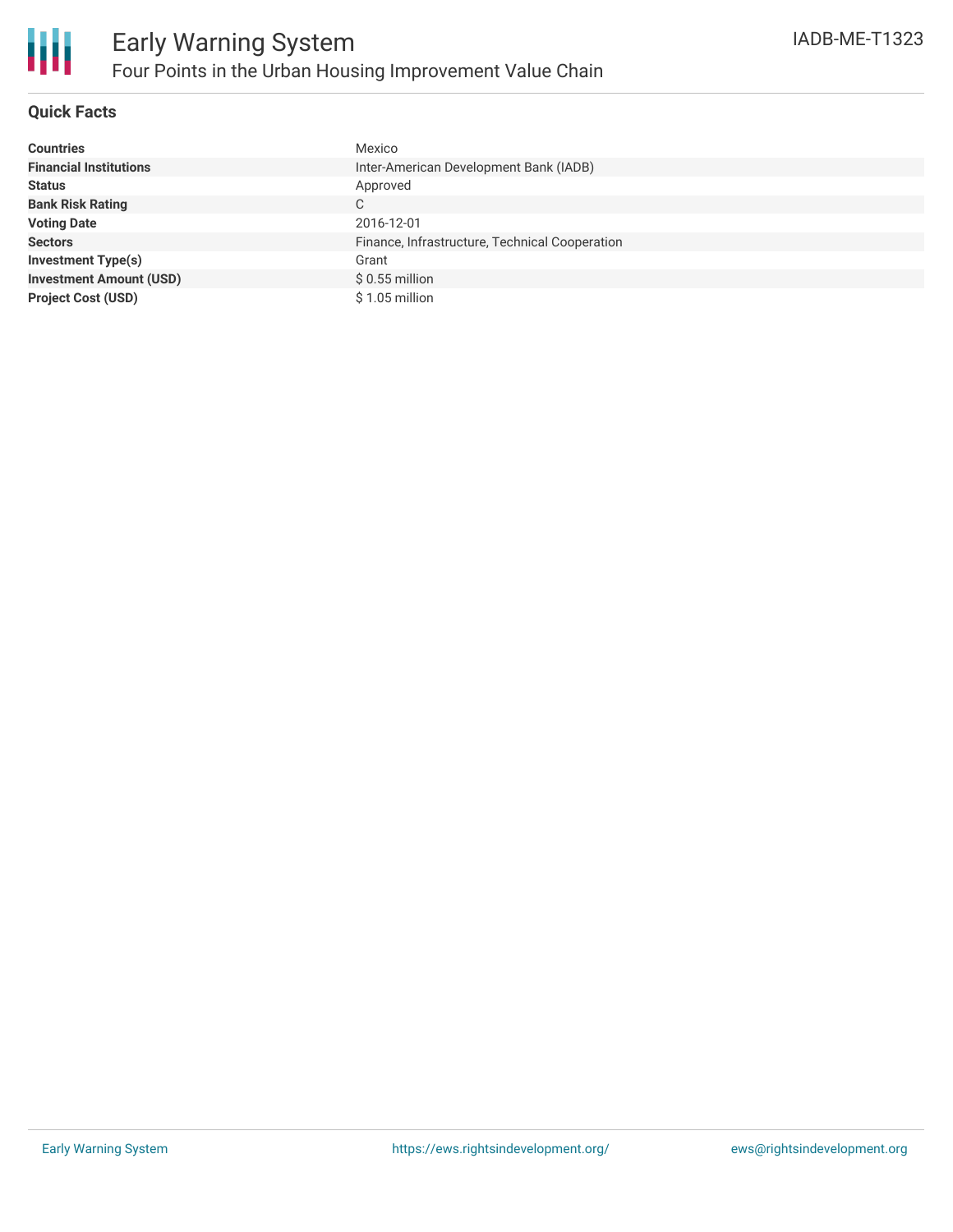# Early Warning System

## Four Points in the Urban Housing Improvement Value Chain

IADB-ME-T1323

### Quick Facts

| | |
|---|---|
| **Countries** | Mexico |
| **Financial Institutions** | Inter-American Development Bank (IADB) |
| **Status** | Approved |
| **Bank Risk Rating** | C |
| **Voting Date** | 2016-12-01 |
| **Sectors** | Finance, Infrastructure, Technical Cooperation |
| **Investment Type(s)** | Grant |
| **Investment Amount (USD)** | $ 0.55 million |
| **Project Cost (USD)** | $ 1.05 million |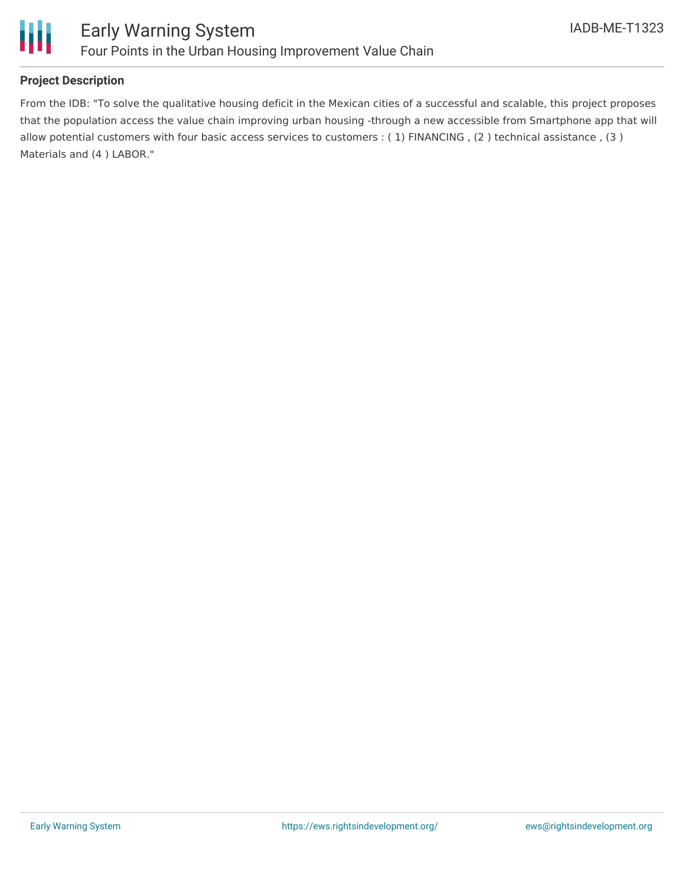## Project Description

From the IDB: "To solve the qualitative housing deficit in the Mexican cities of a successful and scalable, this project proposes that the population access the value chain improving urban housing -through a new accessible from Smartphone app that will allow potential customers with four basic access services to customers : ( 1) FINANCING , (2 ) technical assistance , (3 ) Materials and (4 ) LABOR."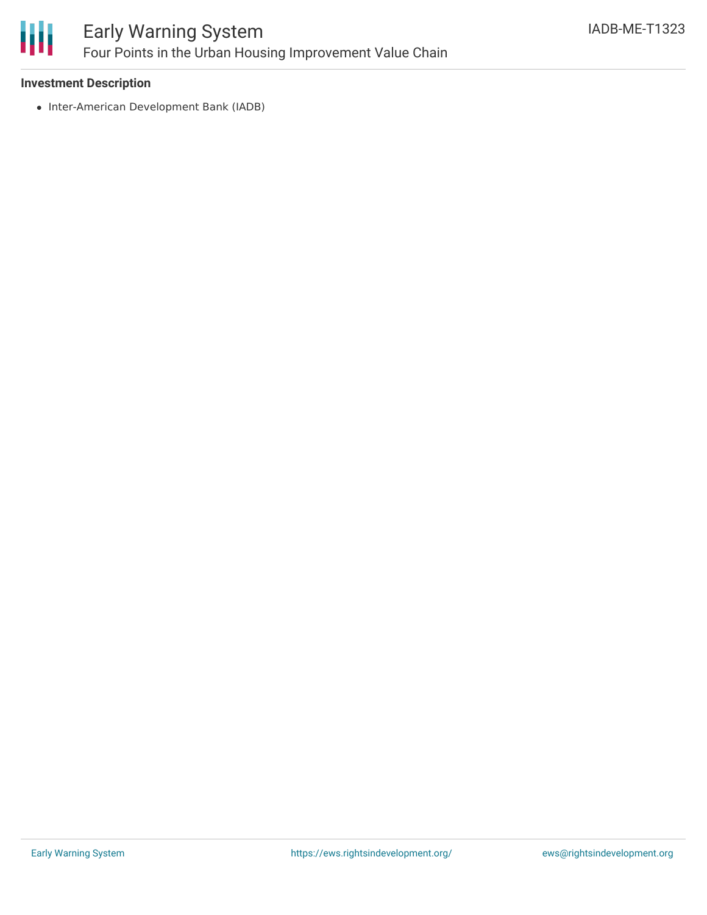**Investment Description**

- Inter-American Development Bank (IADB)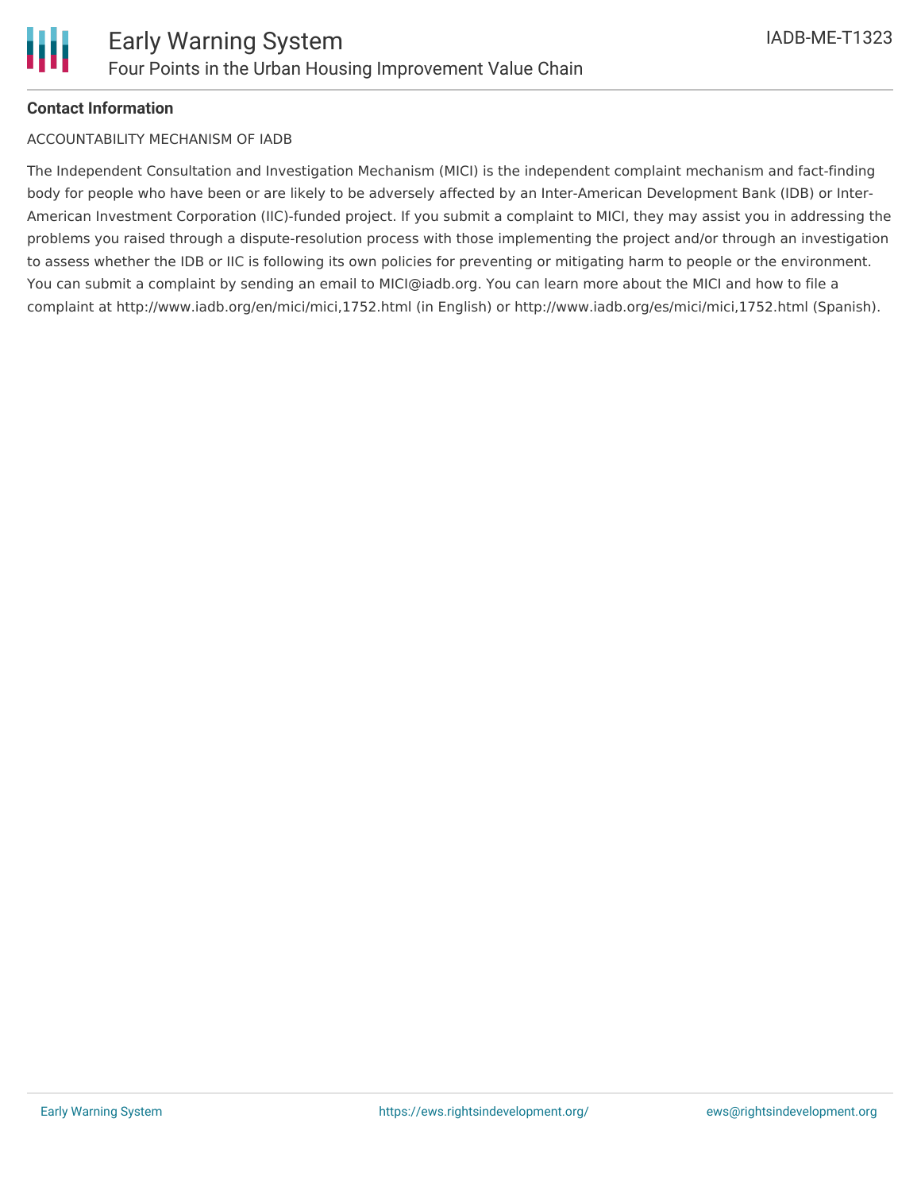**Contact Information**

ACCOUNTABILITY MECHANISM OF IADB

The Independent Consultation and Investigation Mechanism (MICI) is the independent complaint mechanism and fact-finding body for people who have been or are likely to be adversely affected by an Inter-American Development Bank (IDB) or Inter-American Investment Corporation (IIC)-funded project. If you submit a complaint to MICI, they may assist you in addressing the problems you raised through a dispute-resolution process with those implementing the project and/or through an investigation to assess whether the IDB or IIC is following its own policies for preventing or mitigating harm to people or the environment. You can submit a complaint by sending an email to MICI@iadb.org. You can learn more about the MICI and how to file a complaint at http://www.iadb.org/en/mici/mici,1752.html (in English) or http://www.iadb.org/es/mici/mici,1752.html (Spanish).